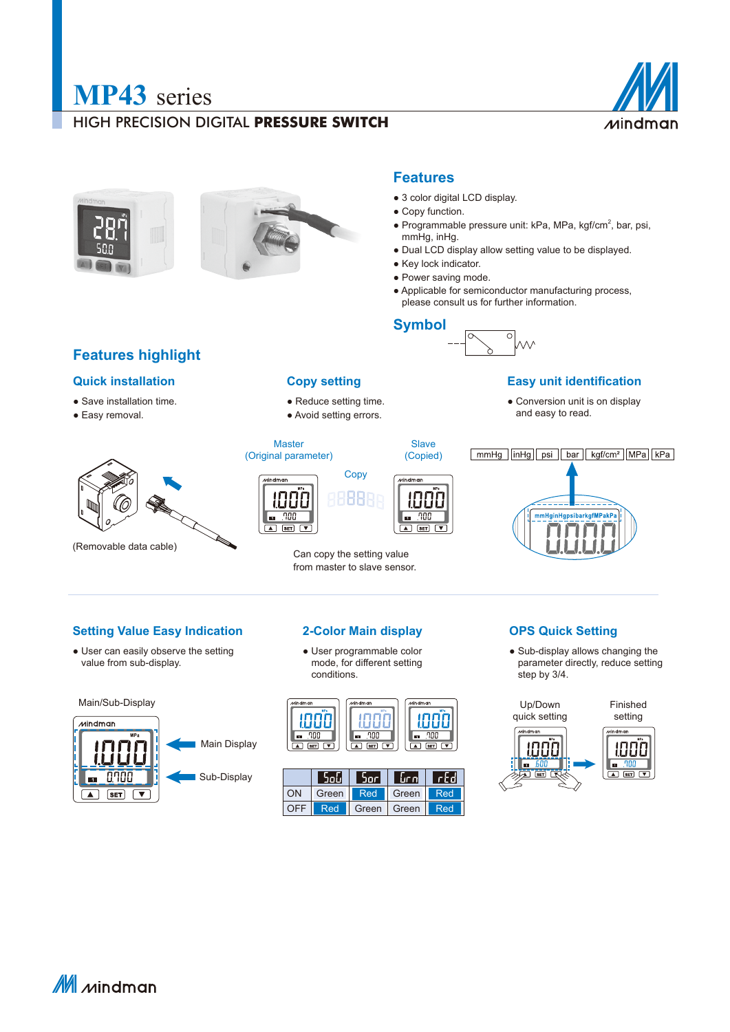# MP43 series

HIGH PRECISION DIGITAL **PRESSURE SWITCH**

## Features

- 3 color digital LCD display.
- Copy function.
- Programmable pressure unit: kPa, MPa, kgf/cm$^2$, bar, psi, mmHg, inHg.
- Dual LCD display allow setting value to be displayed.
- Key lock indicator.
- Power saving mode.
- Applicable for semiconductor manufacturing process, please consult us for further information.

## Symbol

## Features highlight

### Quick installation

- Save installation time.
- Easy removal.

(Removable data cable)

### Copy setting

- Reduce setting time.
- Avoid setting errors.

Master (Original parameter) — Copy — Slave (Copied)

Can copy the setting value from master to slave sensor.

### Easy unit identification

- Conversion unit is on display and easy to read.

mmHg | inHg | psi | bar | kgf/cm² | MPa | kPa

### Setting Value Easy Indication

- User can easily observe the setting value from sub-display.

Main/Sub-Display

Main Display

Sub-Display

### 2-Color Main display

- User programmable color mode, for different setting conditions.

| | SoG | Sor | Grn | rEd |
|---|---|---|---|---|
| ON | Green | Red | Green | Red |
| OFF | Red | Green | Green | Red |

### OPS Quick Setting

- Sub-display allows changing the parameter directly, reduce setting step by 3/4.

Up/Down quick setting

Finished setting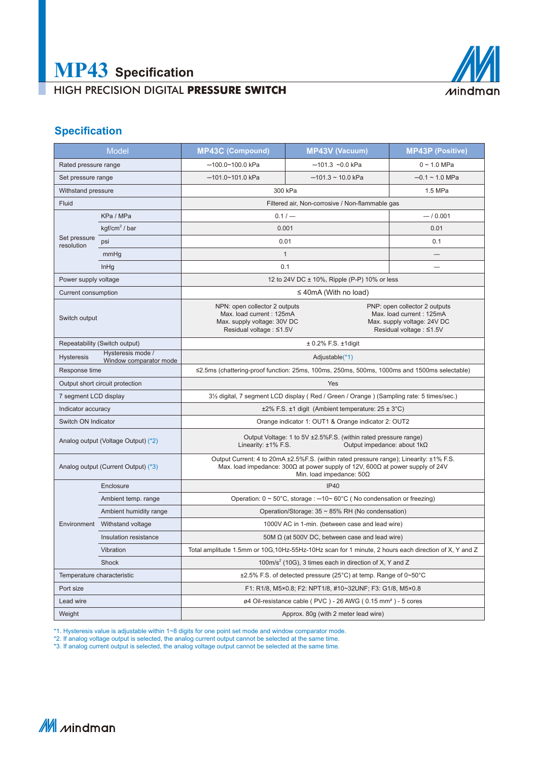# MP43 Specification

HIGH PRECISION DIGITAL **PRESSURE SWITCH**

## Specification

| Model | | MP43C (Compound) | MP43V (Vacuum) | MP43P (Positive) |
|---|---|---|---|---|
| Rated pressure range | | —100.0~100.0 kPa | —101.3 ~0.0 kPa | 0 ~ 1.0 MPa |
| Set pressure range | | —101.0~101.0 kPa | —101.3 ~ 10.0 kPa | —0.1 ~ 1.0 MPa |
| Withstand pressure | | 300 kPa | | 1.5 MPa |
| Fluid | | Filtered air, Non-corrosive / Non-flammable gas | | |
| Set pressure resolution | KPa / MPa | 0.1 / — | | — / 0.001 |
| | kgf/cm² / bar | 0.001 | | 0.01 |
| | psi | 0.01 | | 0.1 |
| | mmHg | 1 | | — |
| | InHg | 0.1 | | — |
| Power supply voltage | | 12 to 24V DC ± 10%, Ripple (P-P) 10% or less | | |
| Current consumption | | ≤ 40mA (With no load) | | |
| Switch output | | NPN: open collector 2 outputs<br>Max. load current : 125mA<br>Max. supply voltage: 30V DC<br>Residual voltage : ≤1.5V | PNP: open collector 2 outputs<br>Max. load current : 125mA<br>Max. supply voltage: 24V DC<br>Residual voltage : ≤1.5V | |
| Repeatability (Switch output) | | ± 0.2% F.S. ±1digit | | |
| Hysteresis | Hysteresis mode / Window comparator mode | Adjustable(*1) | | |
| Response time | | ≤2.5ms (chattering-proof function: 25ms, 100ms, 250ms, 500ms, 1000ms and 1500ms selectable) | | |
| Output short circuit protection | | Yes | | |
| 7 segment LCD display | | 3½ digital, 7 segment LCD display ( Red / Green / Orange ) (Sampling rate: 5 times/sec.) | | |
| Indicator accuracy | | ±2% F.S. ±1 digit (Ambient temperature: 25 ± 3°C) | | |
| Switch ON Indicator | | Orange indicator 1: OUT1 & Orange indicator 2: OUT2 | | |
| Analog output (Voltage Output) (*2) | | Output Voltage: 1 to 5V ±2.5%F.S. (within rated pressure range)<br>Linearity: ±1% F.S. Output impedance: about 1kΩ | | |
| Analog output (Current Output) (*3) | | Output Current: 4 to 20mA ±2.5%F.S. (within rated pressure range); Linearity: ±1% F.S.<br>Max. load impedance: 300Ω at power supply of 12V, 600Ω at power supply of 24V<br>Min. load impedance: 50Ω | | |
| Environment | Enclosure | IP40 | | |
| | Ambient temp. range | Operation: 0 ~ 50°C, storage : —10~ 60°C ( No condensation or freezing) | | |
| | Ambient humidity range | Operation/Storage: 35 ~ 85% RH (No condensation) | | |
| | Withstand voltage | 1000V AC in 1-min. (between case and lead wire) | | |
| | Insulation resistance | 50M Ω (at 500V DC, between case and lead wire) | | |
| | Vibration | Total amplitude 1.5mm or 10G,10Hz-55Hz-10Hz scan for 1 minute, 2 hours each direction of X, Y and Z | | |
| | Shock | 100m/s² (10G), 3 times each in direction of X, Y and Z | | |
| Temperature characteristic | | ±2.5% F.S. of detected pressure (25°C) at temp. Range of 0~50°C | | |
| Port size | | F1: R1/8, M5×0.8; F2: NPT1/8, #10~32UNF; F3: G1/8, M5×0.8 | | |
| Lead wire | | ø4 Oil-resistance cable ( PVC ) - 26 AWG ( 0.15 mm² ) - 5 cores | | |
| Weight | | Approx. 80g (with 2 meter lead wire) | | |

*1. Hysteresis value is adjustable within 1~8 digits for one point set mode and window comparator mode.
*2. If analog voltage output is selected, the analog current output cannot be selected at the same time.
*3. If analog current output is selected, the analog voltage output cannot be selected at the same time.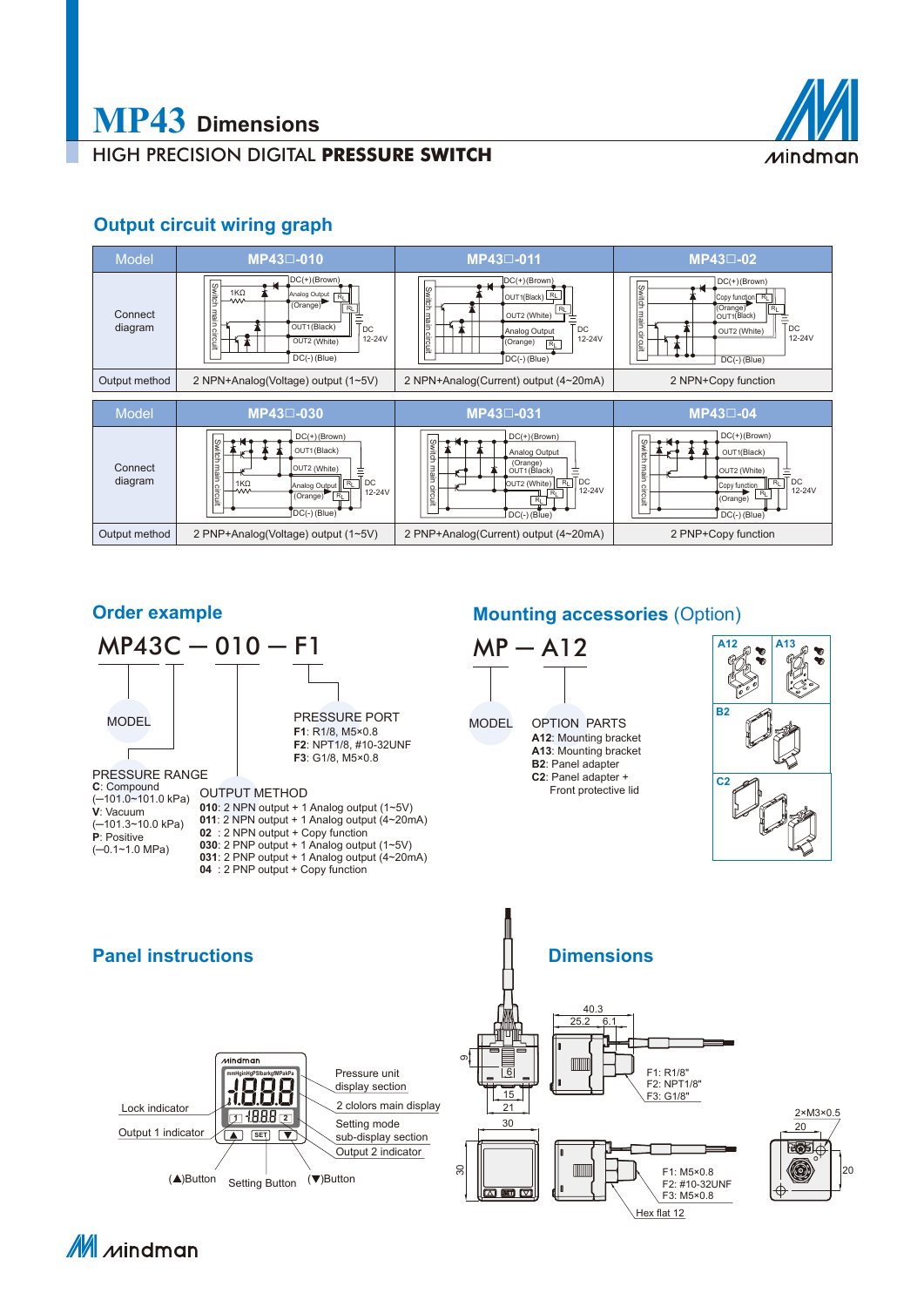# MP43 Dimensions

HIGH PRECISION DIGITAL **PRESSURE SWITCH**

## Output circuit wiring graph

| Model | MP43□-010 | MP43□-011 | MP43□-02 |
|---|---|---|---|
| Connect diagram | | | |
| Output method | 2 NPN+Analog(Voltage) output (1~5V) | 2 NPN+Analog(Current) output (4~20mA) | 2 NPN+Copy function |

| Model | MP43□-030 | MP43□-031 | MP43□-04 |
|---|---|---|---|
| Connect diagram | | | |
| Output method | 2 PNP+Analog(Voltage) output (1~5V) | 2 PNP+Analog(Current) output (4~20mA) | 2 PNP+Copy function |

## Order example

MP43C — 010 — F1

MODEL

PRESSURE RANGE
- **C**: Compound (—101.0~101.0 kPa)
- **V**: Vacuum (—101.3~10.0 kPa)
- **P**: Positive (—0.1~1.0 MPa)

OUTPUT METHOD
- **010**: 2 NPN output + 1 Analog output (1~5V)
- **011**: 2 NPN output + 1 Analog output (4~20mA)
- **02** : 2 NPN output + Copy function
- **030**: 2 PNP output + 1 Analog output (1~5V)
- **031**: 2 PNP output + 1 Analog output (4~20mA)
- **04** : 2 PNP output + Copy function

PRESSURE PORT
- **F1**: R1/8, M5×0.8
- **F2**: NPT1/8, #10-32UNF
- **F3**: G1/8, M5×0.8

## Mounting accessories (Option)

MP — A12

MODEL

OPTION PARTS
- **A12**: Mounting bracket
- **A13**: Mounting bracket
- **B2**: Panel adapter
- **C2**: Panel adapter + Front protective lid

## Panel instructions

Lock indicator, Output 1 indicator, Pressure unit display section, 2 clolors main display, Setting mode sub-display section, Output 2 indicator, (▲)Button, Setting Button, (▼)Button

## Dimensions

F1: R1/8", F2: NPT1/8", F3: G1/8"

F1: M5×0.8, F2: #10-32UNF, F3: M5×0.8

Hex flat 12

2×M3×0.5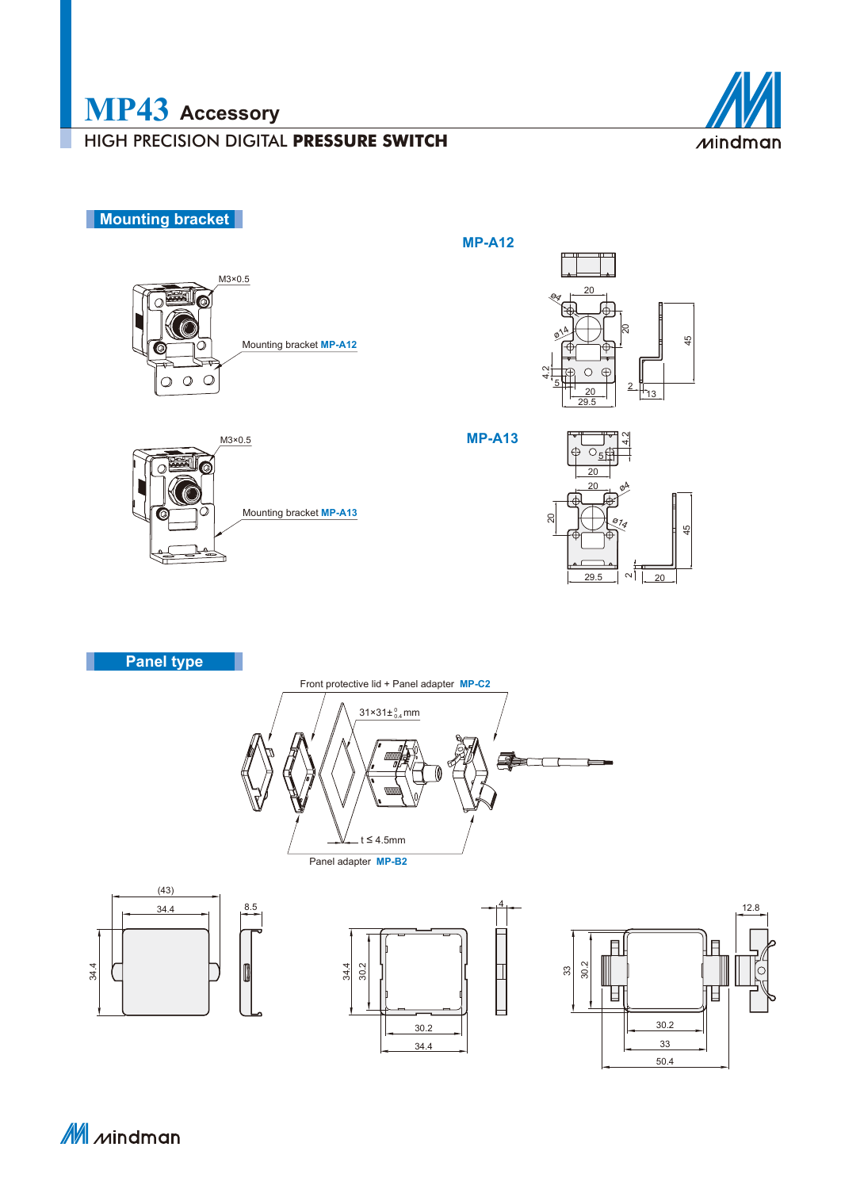# MP43 Accessory

HIGH PRECISION DIGITAL **PRESSURE SWITCH**

## Mounting bracket

M3×0.5

Mounting bracket **MP-A12**

**MP-A12**

20
ø4
ø14
20
45
4.2
5
20
29.5
2
13

M3×0.5

Mounting bracket **MP-A13**

**MP-A13**

4.2
5
20
20
ø4
20
ø14
45
29.5
2
20

## Panel type

Front protective lid + Panel adapter **MP-C2**

31×31$\pm^{0}_{0.4}$mm

t ≤ 4.5mm

Panel adapter **MP-B2**

(43)
34.4
8.5
34.4

4
34.4
30.2
30.2
34.4

12.8
33
30.2
30.2
33
50.4